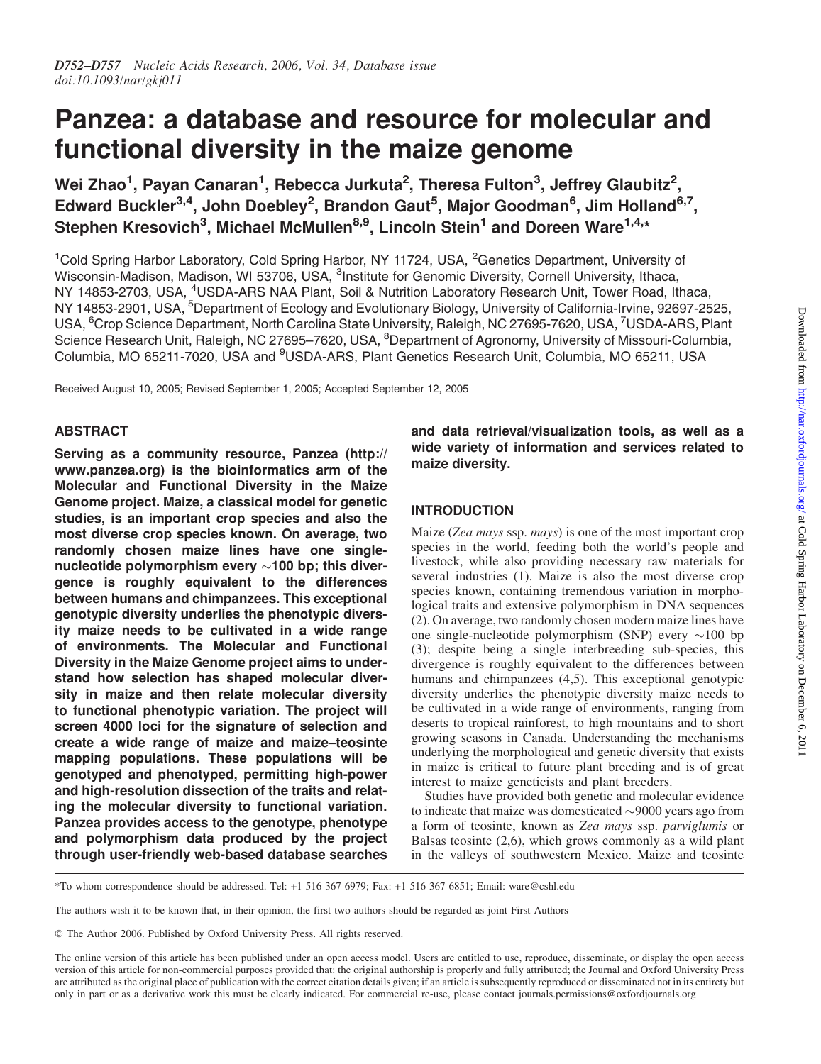# Panzea: a database and resource for molecular and functional diversity in the maize genome

**Wei Zhao[1], Payan Canaran[1], Rebecca Jurkuta[2], Theresa Fulton[3], Jeffrey Glaubitz[2], Edward Buckler[3,4], John Doebley[2], Brandon Gaut[5], Major Goodman[6], Jim Holland[6,7], Stephen Kresovich[3], Michael McMullen[8,9], Lincoln Stein[1] and Doreen Ware[1,4,*]**

[1]Cold Spring Harbor Laboratory, Cold Spring Harbor, NY 11724, USA, [2]Genetics Department, University of Wisconsin-Madison, Madison, WI 53706, USA, [3]Institute for Genomic Diversity, Cornell University, Ithaca, NY 14853-2703, USA, [4]USDA-ARS NAA Plant, Soil & Nutrition Laboratory Research Unit, Tower Road, Ithaca, NY 14853-2901, USA, [5]Department of Ecology and Evolutionary Biology, University of California-Irvine, 92697-2525, USA, [6]Crop Science Department, North Carolina State University, Raleigh, NC 27695-7620, USA, [7]USDA-ARS, Plant Science Research Unit, Raleigh, NC 27695–7620, USA, [8]Department of Agronomy, University of Missouri-Columbia, Columbia, MO 65211-7020, USA and [9]USDA-ARS, Plant Genetics Research Unit, Columbia, MO 65211, USA

Received August 10, 2005; Revised September 1, 2005; Accepted September 12, 2005

## ABSTRACT

**Serving as a community resource, Panzea (http://www.panzea.org) is the bioinformatics arm of the Molecular and Functional Diversity in the Maize Genome project. Maize, a classical model for genetic studies, is an important crop species and also the most diverse crop species known. On average, two randomly chosen maize lines have one single-nucleotide polymorphism every ~100 bp; this divergence is roughly equivalent to the differences between humans and chimpanzees. This exceptional genotypic diversity underlies the phenotypic diversity maize needs to be cultivated in a wide range of environments. The Molecular and Functional Diversity in the Maize Genome project aims to understand how selection has shaped molecular diversity in maize and then relate molecular diversity to functional phenotypic variation. The project will screen 4000 loci for the signature of selection and create a wide range of maize and maize–teosinte mapping populations. These populations will be genotyped and phenotyped, permitting high-power and high-resolution dissection of the traits and relating the molecular diversity to functional variation. Panzea provides access to the genotype, phenotype and polymorphism data produced by the project through user-friendly web-based database searches and data retrieval/visualization tools, as well as a wide variety of information and services related to maize diversity.**

## INTRODUCTION

Maize (*Zea mays* ssp. *mays*) is one of the most important crop species in the world, feeding both the world's people and livestock, while also providing necessary raw materials for several industries (1). Maize is also the most diverse crop species known, containing tremendous variation in morphological traits and extensive polymorphism in DNA sequences (2). On average, two randomly chosen modern maize lines have one single-nucleotide polymorphism (SNP) every ~100 bp (3); despite being a single interbreeding sub-species, this divergence is roughly equivalent to the differences between humans and chimpanzees (4,5). This exceptional genotypic diversity underlies the phenotypic diversity maize needs to be cultivated in a wide range of environments, ranging from deserts to tropical rainforest, to high mountains and to short growing seasons in Canada. Understanding the mechanisms underlying the morphological and genetic diversity that exists in maize is critical to future plant breeding and is of great interest to maize geneticists and plant breeders.

Studies have provided both genetic and molecular evidence to indicate that maize was domesticated ~9000 years ago from a form of teosinte, known as *Zea mays* ssp. *parviglumis* or Balsas teosinte (2,6), which grows commonly as a wild plant in the valleys of southwestern Mexico. Maize and teosinte

*To whom correspondence should be addressed. Tel: +1 516 367 6979; Fax: +1 516 367 6851; Email: ware@cshl.edu

The authors wish it to be known that, in their opinion, the first two authors should be regarded as joint First Authors

© The Author 2006. Published by Oxford University Press. All rights reserved.

The online version of this article has been published under an open access model. Users are entitled to use, reproduce, disseminate, or display the open access version of this article for non-commercial purposes provided that: the original authorship is properly and fully attributed; the Journal and Oxford University Press are attributed as the original place of publication with the correct citation details given; if an article is subsequently reproduced or disseminated not in its entirety but only in part or as a derivative work this must be clearly indicated. For commercial re-use, please contact journals.permissions@oxfordjournals.org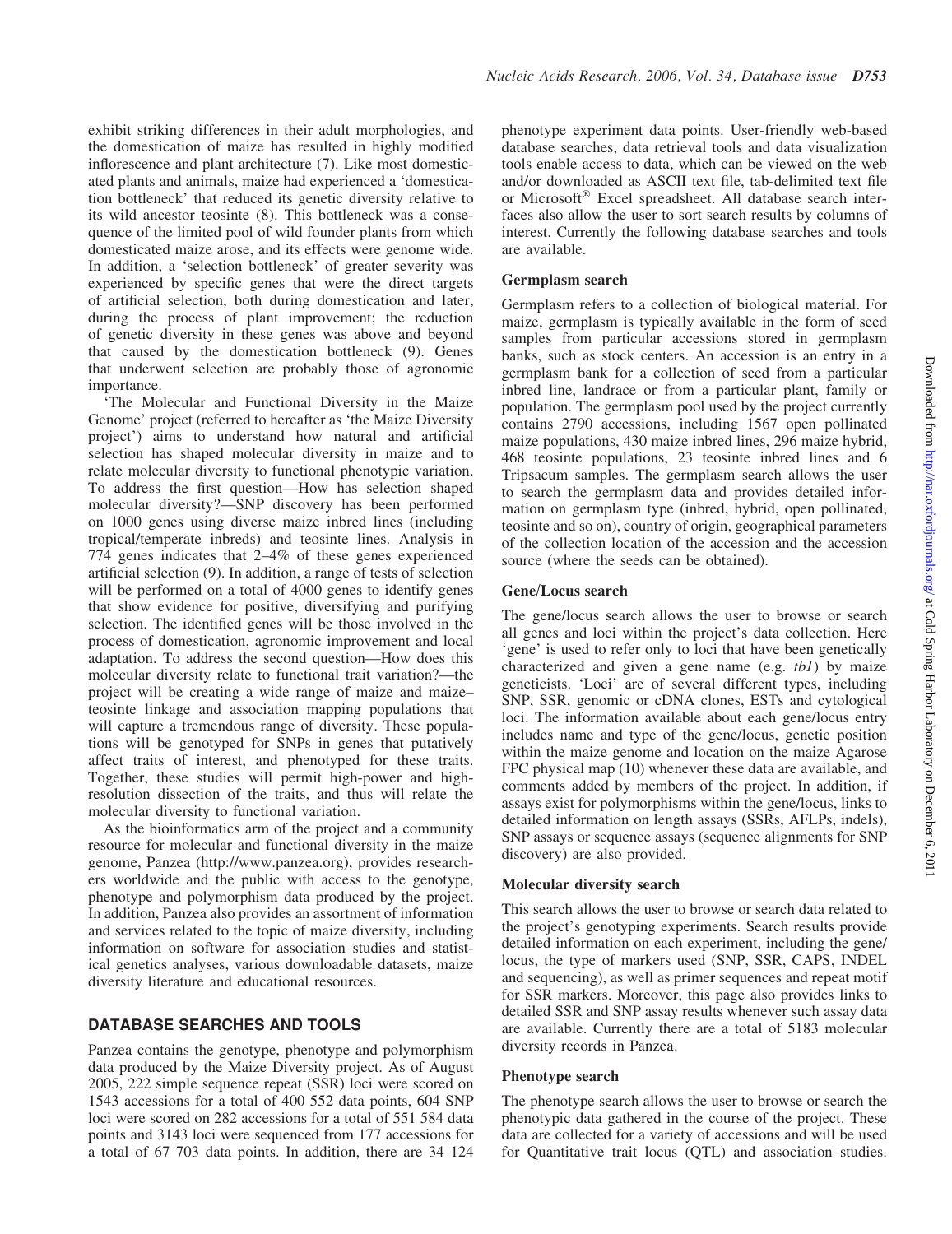exhibit striking differences in their adult morphologies, and the domestication of maize has resulted in highly modified inflorescence and plant architecture (7). Like most domesticated plants and animals, maize had experienced a 'domestication bottleneck' that reduced its genetic diversity relative to its wild ancestor teosinte (8). This bottleneck was a consequence of the limited pool of wild founder plants from which domesticated maize arose, and its effects were genome wide. In addition, a 'selection bottleneck' of greater severity was experienced by specific genes that were the direct targets of artificial selection, both during domestication and later, during the process of plant improvement; the reduction of genetic diversity in these genes was above and beyond that caused by the domestication bottleneck (9). Genes that underwent selection are probably those of agronomic importance.

'The Molecular and Functional Diversity in the Maize Genome' project (referred to hereafter as 'the Maize Diversity project') aims to understand how natural and artificial selection has shaped molecular diversity in maize and to relate molecular diversity to functional phenotypic variation. To address the first question—How has selection shaped molecular diversity?—SNP discovery has been performed on 1000 genes using diverse maize inbred lines (including tropical/temperate inbreds) and teosinte lines. Analysis in 774 genes indicates that 2–4% of these genes experienced artificial selection (9). In addition, a range of tests of selection will be performed on a total of 4000 genes to identify genes that show evidence for positive, diversifying and purifying selection. The identified genes will be those involved in the process of domestication, agronomic improvement and local adaptation. To address the second question—How does this molecular diversity relate to functional trait variation?—the project will be creating a wide range of maize and maize–teosinte linkage and association mapping populations that will capture a tremendous range of diversity. These populations will be genotyped for SNPs in genes that putatively affect traits of interest, and phenotyped for these traits. Together, these studies will permit high-power and high-resolution dissection of the traits, and thus will relate the molecular diversity to functional variation.

As the bioinformatics arm of the project and a community resource for molecular and functional diversity in the maize genome, Panzea (http://www.panzea.org), provides researchers worldwide and the public with access to the genotype, phenotype and polymorphism data produced by the project. In addition, Panzea also provides an assortment of information and services related to the topic of maize diversity, including information on software for association studies and statistical genetics analyses, various downloadable datasets, maize diversity literature and educational resources.

## DATABASE SEARCHES AND TOOLS

Panzea contains the genotype, phenotype and polymorphism data produced by the Maize Diversity project. As of August 2005, 222 simple sequence repeat (SSR) loci were scored on 1543 accessions for a total of 400 552 data points, 604 SNP loci were scored on 282 accessions for a total of 551 584 data points and 3143 loci were sequenced from 177 accessions for a total of 67 703 data points. In addition, there are 34 124 phenotype experiment data points. User-friendly web-based database searches, data retrieval tools and data visualization tools enable access to data, which can be viewed on the web and/or downloaded as ASCII text file, tab-delimited text file or Microsoft® Excel spreadsheet. All database search interfaces also allow the user to sort search results by columns of interest. Currently the following database searches and tools are available.

### Germplasm search

Germplasm refers to a collection of biological material. For maize, germplasm is typically available in the form of seed samples from particular accessions stored in germplasm banks, such as stock centers. An accession is an entry in a germplasm bank for a collection of seed from a particular inbred line, landrace or from a particular plant, family or population. The germplasm pool used by the project currently contains 2790 accessions, including 1567 open pollinated maize populations, 430 maize inbred lines, 296 maize hybrid, 468 teosinte populations, 23 teosinte inbred lines and 6 Tripsacum samples. The germplasm search allows the user to search the germplasm data and provides detailed information on germplasm type (inbred, hybrid, open pollinated, teosinte and so on), country of origin, geographical parameters of the collection location of the accession and the accession source (where the seeds can be obtained).

### Gene/Locus search

The gene/locus search allows the user to browse or search all genes and loci within the project's data collection. Here 'gene' is used to refer only to loci that have been genetically characterized and given a gene name (e.g. *tb1*) by maize geneticists. 'Loci' are of several different types, including SNP, SSR, genomic or cDNA clones, ESTs and cytological loci. The information available about each gene/locus entry includes name and type of the gene/locus, genetic position within the maize genome and location on the maize Agarose FPC physical map (10) whenever these data are available, and comments added by members of the project. In addition, if assays exist for polymorphisms within the gene/locus, links to detailed information on length assays (SSRs, AFLPs, indels), SNP assays or sequence assays (sequence alignments for SNP discovery) are also provided.

### Molecular diversity search

This search allows the user to browse or search data related to the project's genotyping experiments. Search results provide detailed information on each experiment, including the gene/locus, the type of markers used (SNP, SSR, CAPS, INDEL and sequencing), as well as primer sequences and repeat motif for SSR markers. Moreover, this page also provides links to detailed SSR and SNP assay results whenever such assay data are available. Currently there are a total of 5183 molecular diversity records in Panzea.

### Phenotype search

The phenotype search allows the user to browse or search the phenotypic data gathered in the course of the project. These data are collected for a variety of accessions and will be used for Quantitative trait locus (QTL) and association studies.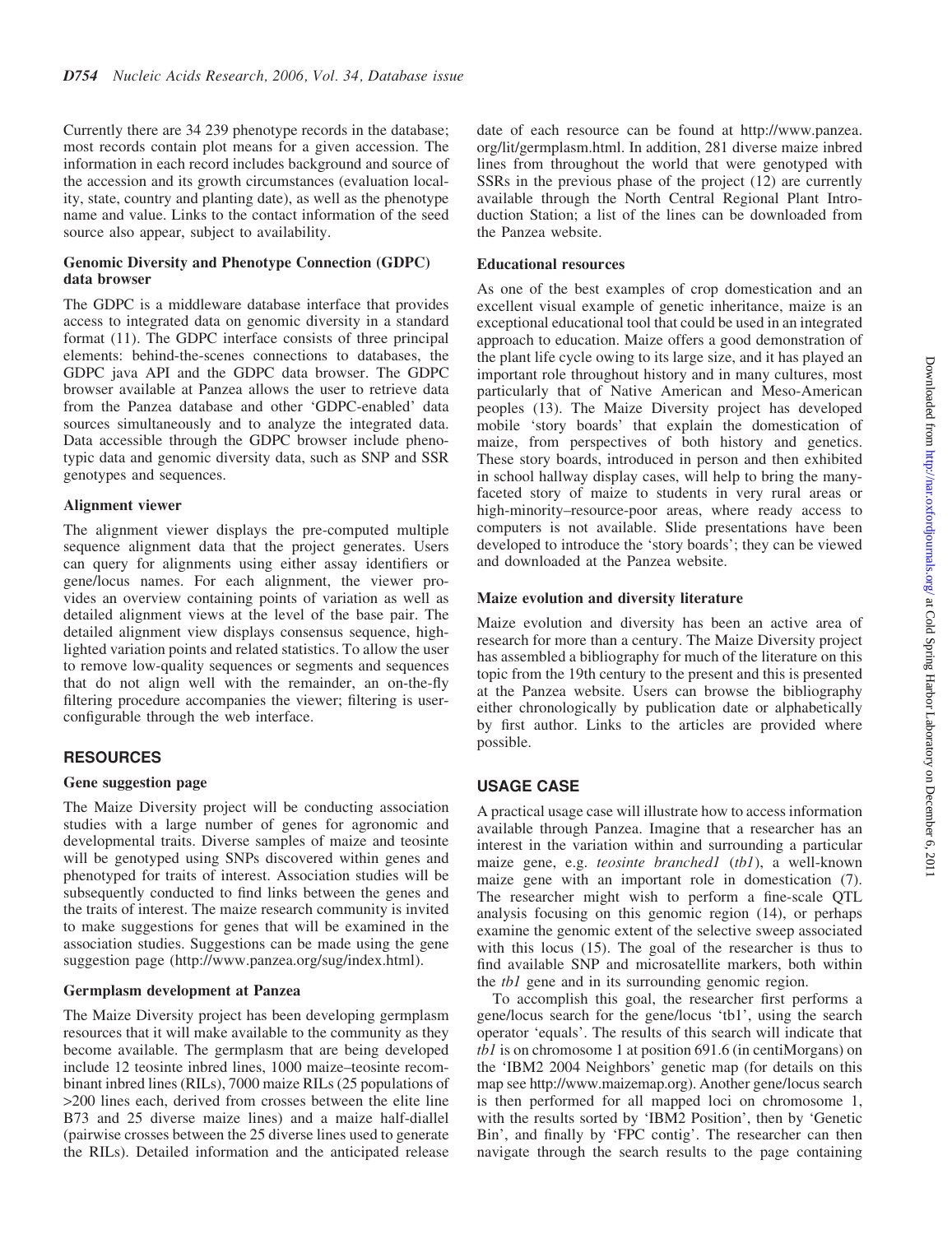Currently there are 34 239 phenotype records in the database; most records contain plot means for a given accession. The information in each record includes background and source of the accession and its growth circumstances (evaluation locality, state, country and planting date), as well as the phenotype name and value. Links to the contact information of the seed source also appear, subject to availability.

### Genomic Diversity and Phenotype Connection (GDPC) data browser

The GDPC is a middleware database interface that provides access to integrated data on genomic diversity in a standard format (11). The GDPC interface consists of three principal elements: behind-the-scenes connections to databases, the GDPC java API and the GDPC data browser. The GDPC browser available at Panzea allows the user to retrieve data from the Panzea database and other 'GDPC-enabled' data sources simultaneously and to analyze the integrated data. Data accessible through the GDPC browser include phenotypic data and genomic diversity data, such as SNP and SSR genotypes and sequences.

### Alignment viewer

The alignment viewer displays the pre-computed multiple sequence alignment data that the project generates. Users can query for alignments using either assay identifiers or gene/locus names. For each alignment, the viewer provides an overview containing points of variation as well as detailed alignment views at the level of the base pair. The detailed alignment view displays consensus sequence, highlighted variation points and related statistics. To allow the user to remove low-quality sequences or segments and sequences that do not align well with the remainder, an on-the-fly filtering procedure accompanies the viewer; filtering is user-configurable through the web interface.

## RESOURCES

### Gene suggestion page

The Maize Diversity project will be conducting association studies with a large number of genes for agronomic and developmental traits. Diverse samples of maize and teosinte will be genotyped using SNPs discovered within genes and phenotyped for traits of interest. Association studies will be subsequently conducted to find links between the genes and the traits of interest. The maize research community is invited to make suggestions for genes that will be examined in the association studies. Suggestions can be made using the gene suggestion page (http://www.panzea.org/sug/index.html).

### Germplasm development at Panzea

The Maize Diversity project has been developing germplasm resources that it will make available to the community as they become available. The germplasm that are being developed include 12 teosinte inbred lines, 1000 maize–teosinte recombinant inbred lines (RILs), 7000 maize RILs (25 populations of >200 lines each, derived from crosses between the elite line B73 and 25 diverse maize lines) and a maize half-diallel (pairwise crosses between the 25 diverse lines used to generate the RILs). Detailed information and the anticipated release date of each resource can be found at http://www.panzea.org/lit/germplasm.html. In addition, 281 diverse maize inbred lines from throughout the world that were genotyped with SSRs in the previous phase of the project (12) are currently available through the North Central Regional Plant Introduction Station; a list of the lines can be downloaded from the Panzea website.

### Educational resources

As one of the best examples of crop domestication and an excellent visual example of genetic inheritance, maize is an exceptional educational tool that could be used in an integrated approach to education. Maize offers a good demonstration of the plant life cycle owing to its large size, and it has played an important role throughout history and in many cultures, most particularly that of Native American and Meso-American peoples (13). The Maize Diversity project has developed mobile 'story boards' that explain the domestication of maize, from perspectives of both history and genetics. These story boards, introduced in person and then exhibited in school hallway display cases, will help to bring the many-faceted story of maize to students in very rural areas or high-minority–resource-poor areas, where ready access to computers is not available. Slide presentations have been developed to introduce the 'story boards'; they can be viewed and downloaded at the Panzea website.

### Maize evolution and diversity literature

Maize evolution and diversity has been an active area of research for more than a century. The Maize Diversity project has assembled a bibliography for much of the literature on this topic from the 19th century to the present and this is presented at the Panzea website. Users can browse the bibliography either chronologically by publication date or alphabetically by first author. Links to the articles are provided where possible.

## USAGE CASE

A practical usage case will illustrate how to access information available through Panzea. Imagine that a researcher has an interest in the variation within and surrounding a particular maize gene, e.g. *teosinte branched1* (*tb1*), a well-known maize gene with an important role in domestication (7). The researcher might wish to perform a fine-scale QTL analysis focusing on this genomic region (14), or perhaps examine the genomic extent of the selective sweep associated with this locus (15). The goal of the researcher is thus to find available SNP and microsatellite markers, both within the *tb1* gene and in its surrounding genomic region.

To accomplish this goal, the researcher first performs a gene/locus search for the gene/locus 'tb1', using the search operator 'equals'. The results of this search will indicate that *tb1* is on chromosome 1 at position 691.6 (in centiMorgans) on the 'IBM2 2004 Neighbors' genetic map (for details on this map see http://www.maizemap.org). Another gene/locus search is then performed for all mapped loci on chromosome 1, with the results sorted by 'IBM2 Position', then by 'Genetic Bin', and finally by 'FPC contig'. The researcher can then navigate through the search results to the page containing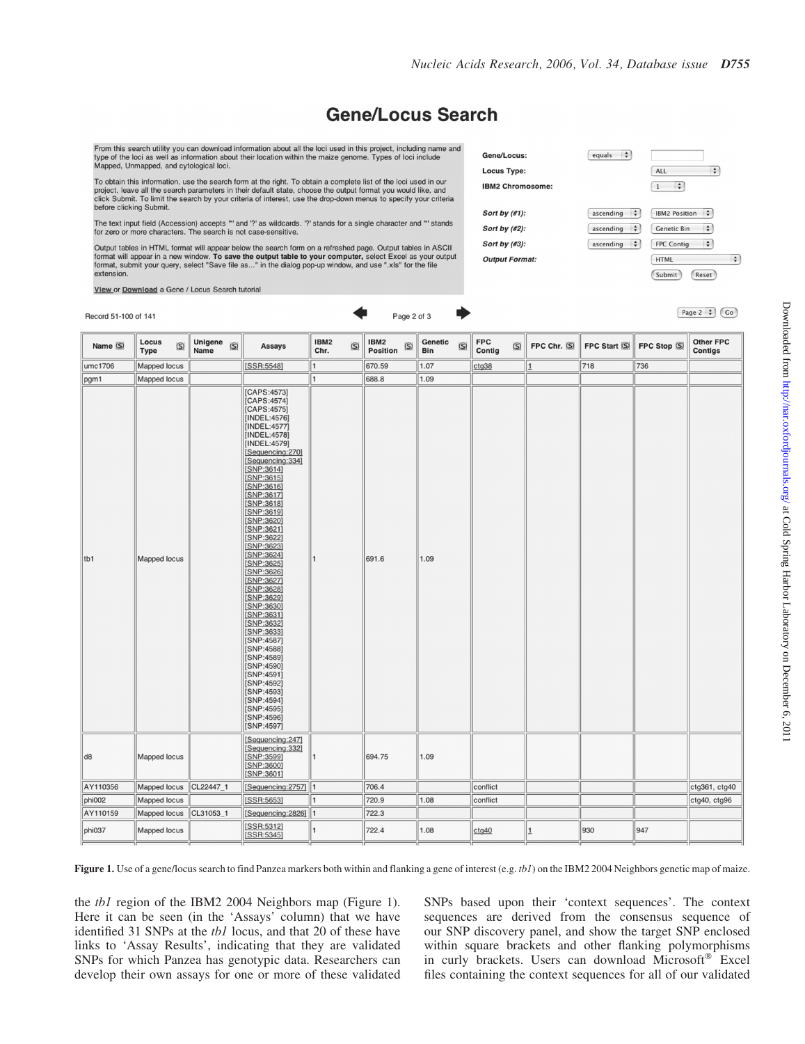# Gene/Locus Search

From this search utility you can download information about all the loci used in this project, including name and type of the loci as well as information about their location within the maize genome. Types of loci include Mapped, Unmapped, and cytological loci.

To obtain this information, use the search form at the right. To obtain a complete list of the loci used in our project, leave all the search parameters in their default state, choose the output format you would like, and click Submit. To limit the search by your criteria of interest, use the drop-down menus to specify your criteria before clicking Submit.

The text input field (Accession) accepts '*' and '?' as wildcards. '?' stands for a single character and '*' stands for zero or more characters. The search is not case-sensitive.

Output tables in HTML format will appear below the search form on a refreshed page. Output tables in ASCII format will appear in a new window. **To save the output table to your computer,** select Excel as your output format, submit your query, select "Save file as..." in the dialog pop-up window, and use ".xls" for the file extension.

View or Download a Gene / Locus Search tutorial

| | | |
|---|---|---|
| Gene/Locus: | equals | |
| Locus Type: | | ALL |
| IBM2 Chromosome: | | 1 |
| Sort by (#1): | ascending | IBM2 Position |
| Sort by (#2): | ascending | Genetic Bin |
| Sort by (#3): | ascending | FPC Contig |
| Output Format: | | HTML |

Submit Reset

Record 51-100 of 141 — Page 2 of 3 — Page 2 Go

| Name | Locus Type | Unigene Name | Assays | IBM2 Chr. | IBM2 Position | Genetic Bin | FPC Contig | FPC Chr. | FPC Start | FPC Stop | Other FPC Contigs |
|---|---|---|---|---|---|---|---|---|---|---|---|
| umc1706 | Mapped locus | | [SSR:5548] | 1 | 670.59 | 1.07 | ctg38 | 1 | 718 | 736 | |
| pgm1 | Mapped locus | | | 1 | 688.8 | 1.09 | | | | | |
| tb1 | Mapped locus | | [CAPS:4573] [CAPS:4574] [CAPS:4575] [INDEL:4576] [INDEL:4577] [INDEL:4578] [INDEL:4579] [Sequencing:270] [Sequencing:334] [SNP:3614] [SNP:3615] [SNP:3616] [SNP:3617] [SNP:3618] [SNP:3619] [SNP:3620] [SNP:3621] [SNP:3622] [SNP:3623] [SNP:3624] [SNP:3625] [SNP:3626] [SNP:3627] [SNP:3628] [SNP:3629] [SNP:3630] [SNP:3631] [SNP:3632] [SNP:3633] [SNP:4587] [SNP:4588] [SNP:4589] [SNP:4590] [SNP:4591] [SNP:4592] [SNP:4593] [SNP:4594] [SNP:4595] [SNP:4596] [SNP:4597] | 1 | 691.6 | 1.09 | | | | | |
| d8 | Mapped locus | | [Sequencing:247] [Sequencing:332] [SNP:3599] [SNP:3600] [SNP:3601] | 1 | 694.75 | 1.09 | | | | | |
| AY110356 | Mapped locus | CL22447_1 | [Sequencing:2757] | 1 | 706.4 | | conflict | | | | ctg361, ctg40 |
| phi002 | Mapped locus | | [SSR:5653] | 1 | 720.9 | 1.08 | conflict | | | | ctg40, ctg96 |
| AY110159 | Mapped locus | CL31053_1 | [Sequencing:2826] | 1 | 722.3 | | | | | | |
| phi037 | Mapped locus | | [SSR:5312] [SSR:5345] | 1 | 722.4 | 1.08 | ctg40 | 1 | 930 | 947 | |

**Figure 1.** Use of a gene/locus search to find Panzea markers both within and flanking a gene of interest (e.g. *tb1*) on the IBM2 2004 Neighbors genetic map of maize.

the *tb1* region of the IBM2 2004 Neighbors map (Figure 1). Here it can be seen (in the 'Assays' column) that we have identified 31 SNPs at the *tb1* locus, and that 20 of these have links to 'Assay Results', indicating that they are validated SNPs for which Panzea has genotypic data. Researchers can develop their own assays for one or more of these validated SNPs based upon their 'context sequences'. The context sequences are derived from the consensus sequence of our SNP discovery panel, and show the target SNP enclosed within square brackets and other flanking polymorphisms in curly brackets. Users can download Microsoft® Excel files containing the context sequences for all of our validated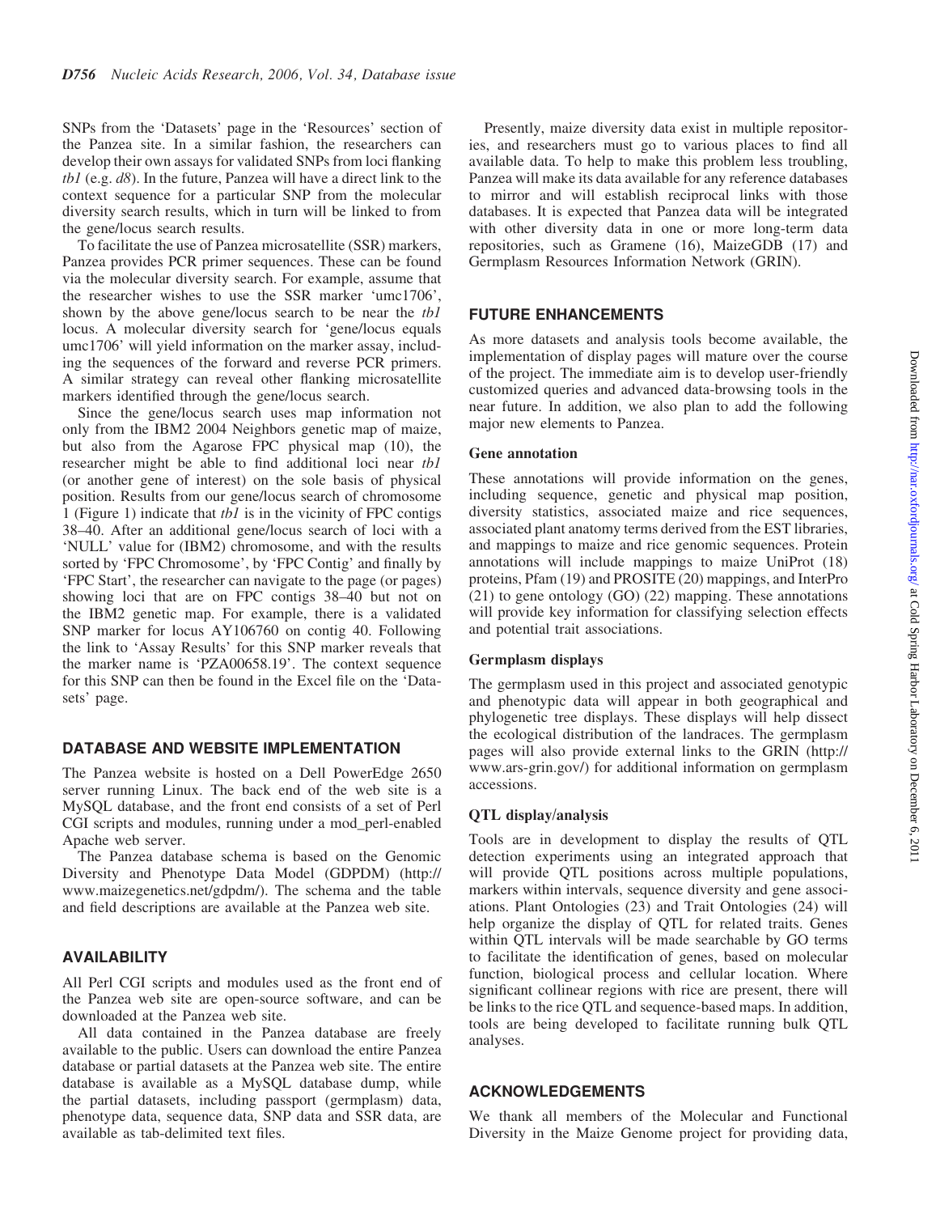SNPs from the 'Datasets' page in the 'Resources' section of the Panzea site. In a similar fashion, the researchers can develop their own assays for validated SNPs from loci flanking *tb1* (e.g. *d8*). In the future, Panzea will have a direct link to the context sequence for a particular SNP from the molecular diversity search results, which in turn will be linked to from the gene/locus search results.

To facilitate the use of Panzea microsatellite (SSR) markers, Panzea provides PCR primer sequences. These can be found via the molecular diversity search. For example, assume that the researcher wishes to use the SSR marker 'umc1706', shown by the above gene/locus search to be near the *tb1* locus. A molecular diversity search for 'gene/locus equals umc1706' will yield information on the marker assay, including the sequences of the forward and reverse PCR primers. A similar strategy can reveal other flanking microsatellite markers identified through the gene/locus search.

Since the gene/locus search uses map information not only from the IBM2 2004 Neighbors genetic map of maize, but also from the Agarose FPC physical map (10), the researcher might be able to find additional loci near *tb1* (or another gene of interest) on the sole basis of physical position. Results from our gene/locus search of chromosome 1 (Figure 1) indicate that *tb1* is in the vicinity of FPC contigs 38–40. After an additional gene/locus search of loci with a 'NULL' value for (IBM2) chromosome, and with the results sorted by 'FPC Chromosome', by 'FPC Contig' and finally by 'FPC Start', the researcher can navigate to the page (or pages) showing loci that are on FPC contigs 38–40 but not on the IBM2 genetic map. For example, there is a validated SNP marker for locus AY106760 on contig 40. Following the link to 'Assay Results' for this SNP marker reveals that the marker name is 'PZA00658.19'. The context sequence for this SNP can then be found in the Excel file on the 'Datasets' page.

## DATABASE AND WEBSITE IMPLEMENTATION

The Panzea website is hosted on a Dell PowerEdge 2650 server running Linux. The back end of the web site is a MySQL database, and the front end consists of a set of Perl CGI scripts and modules, running under a mod_perl-enabled Apache web server.

The Panzea database schema is based on the Genomic Diversity and Phenotype Data Model (GDPDM) (http://www.maizegenetics.net/gdpdm/). The schema and the table and field descriptions are available at the Panzea web site.

## AVAILABILITY

All Perl CGI scripts and modules used as the front end of the Panzea web site are open-source software, and can be downloaded at the Panzea web site.

All data contained in the Panzea database are freely available to the public. Users can download the entire Panzea database or partial datasets at the Panzea web site. The entire database is available as a MySQL database dump, while the partial datasets, including passport (germplasm) data, phenotype data, sequence data, SNP data and SSR data, are available as tab-delimited text files.

Presently, maize diversity data exist in multiple repositories, and researchers must go to various places to find all available data. To help to make this problem less troubling, Panzea will make its data available for any reference databases to mirror and will establish reciprocal links with those databases. It is expected that Panzea data will be integrated with other diversity data in one or more long-term data repositories, such as Gramene (16), MaizeGDB (17) and Germplasm Resources Information Network (GRIN).

## FUTURE ENHANCEMENTS

As more datasets and analysis tools become available, the implementation of display pages will mature over the course of the project. The immediate aim is to develop user-friendly customized queries and advanced data-browsing tools in the near future. In addition, we also plan to add the following major new elements to Panzea.

### Gene annotation

These annotations will provide information on the genes, including sequence, genetic and physical map position, diversity statistics, associated maize and rice sequences, associated plant anatomy terms derived from the EST libraries, and mappings to maize and rice genomic sequences. Protein annotations will include mappings to maize UniProt (18) proteins, Pfam (19) and PROSITE (20) mappings, and InterPro (21) to gene ontology (GO) (22) mapping. These annotations will provide key information for classifying selection effects and potential trait associations.

### Germplasm displays

The germplasm used in this project and associated genotypic and phenotypic data will appear in both geographical and phylogenetic tree displays. These displays will help dissect the ecological distribution of the landraces. The germplasm pages will also provide external links to the GRIN (http://www.ars-grin.gov/) for additional information on germplasm accessions.

### QTL display/analysis

Tools are in development to display the results of QTL detection experiments using an integrated approach that will provide QTL positions across multiple populations, markers within intervals, sequence diversity and gene associations. Plant Ontologies (23) and Trait Ontologies (24) will help organize the display of QTL for related traits. Genes within QTL intervals will be made searchable by GO terms to facilitate the identification of genes, based on molecular function, biological process and cellular location. Where significant collinear regions with rice are present, there will be links to the rice QTL and sequence-based maps. In addition, tools are being developed to facilitate running bulk QTL analyses.

## ACKNOWLEDGEMENTS

We thank all members of the Molecular and Functional Diversity in the Maize Genome project for providing data,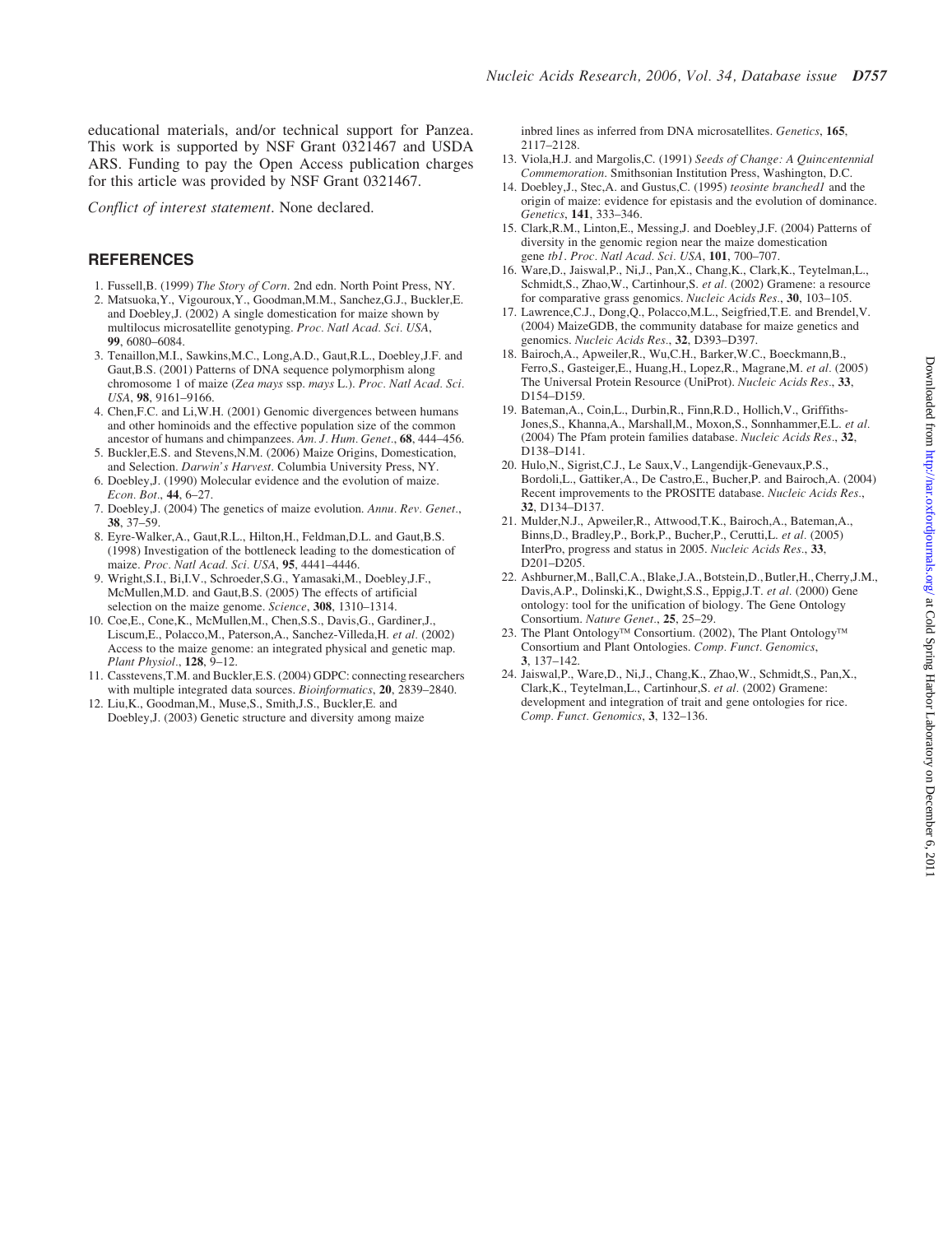educational materials, and/or technical support for Panzea. This work is supported by NSF Grant 0321467 and USDA ARS. Funding to pay the Open Access publication charges for this article was provided by NSF Grant 0321467.

*Conflict of interest statement*. None declared.

## REFERENCES

1. Fussell,B. (1999) *The Story of Corn*. 2nd edn. North Point Press, NY.
2. Matsuoka,Y., Vigouroux,Y., Goodman,M.M., Sanchez,G.J., Buckler,E. and Doebley,J. (2002) A single domestication for maize shown by multilocus microsatellite genotyping. *Proc. Natl Acad. Sci. USA*, **99**, 6080–6084.
3. Tenaillon,M.I., Sawkins,M.C., Long,A.D., Gaut,R.L., Doebley,J.F. and Gaut,B.S. (2001) Patterns of DNA sequence polymorphism along chromosome 1 of maize (*Zea mays* ssp. *mays* L.). *Proc. Natl Acad. Sci. USA*, **98**, 9161–9166.
4. Chen,F.C. and Li,W.H. (2001) Genomic divergences between humans and other hominoids and the effective population size of the common ancestor of humans and chimpanzees. *Am. J. Hum. Genet*., **68**, 444–456.
5. Buckler,E.S. and Stevens,N.M. (2006) Maize Origins, Domestication, and Selection. *Darwin's Harvest*. Columbia University Press, NY.
6. Doebley,J. (1990) Molecular evidence and the evolution of maize. *Econ. Bot*., **44**, 6–27.
7. Doebley,J. (2004) The genetics of maize evolution. *Annu. Rev. Genet*., **38**, 37–59.
8. Eyre-Walker,A., Gaut,R.L., Hilton,H., Feldman,D.L. and Gaut,B.S. (1998) Investigation of the bottleneck leading to the domestication of maize. *Proc. Natl Acad. Sci. USA*, **95**, 4441–4446.
9. Wright,S.I., Bi,I.V., Schroeder,S.G., Yamasaki,M., Doebley,J.F., McMullen,M.D. and Gaut,B.S. (2005) The effects of artificial selection on the maize genome. *Science*, **308**, 1310–1314.
10. Coe,E., Cone,K., McMullen,M., Chen,S.S., Davis,G., Gardiner,J., Liscum,E., Polacco,M., Paterson,A., Sanchez-Villeda,H. *et al*. (2002) Access to the maize genome: an integrated physical and genetic map. *Plant Physiol*., **128**, 9–12.
11. Casstevens,T.M. and Buckler,E.S. (2004) GDPC: connecting researchers with multiple integrated data sources. *Bioinformatics*, **20**, 2839–2840.
12. Liu,K., Goodman,M., Muse,S., Smith,J.S., Buckler,E. and Doebley,J. (2003) Genetic structure and diversity among maize inbred lines as inferred from DNA microsatellites. *Genetics*, **165**, 2117–2128.
13. Viola,H.J. and Margolis,C. (1991) *Seeds of Change: A Quincentennial Commemoration*. Smithsonian Institution Press, Washington, D.C.
14. Doebley,J., Stec,A. and Gustus,C. (1995) *teosinte branched1* and the origin of maize: evidence for epistasis and the evolution of dominance. *Genetics*, **141**, 333–346.
15. Clark,R.M., Linton,E., Messing,J. and Doebley,J.F. (2004) Patterns of diversity in the genomic region near the maize domestication gene *tb1*. *Proc. Natl Acad. Sci. USA*, **101**, 700–707.
16. Ware,D., Jaiswal,P., Ni,J., Pan,X., Chang,K., Clark,K., Teytelman,L., Schmidt,S., Zhao,W., Cartinhour,S. *et al*. (2002) Gramene: a resource for comparative grass genomics. *Nucleic Acids Res*., **30**, 103–105.
17. Lawrence,C.J., Dong,Q., Polacco,M.L., Seigfried,T.E. and Brendel,V. (2004) MaizeGDB, the community database for maize genetics and genomics. *Nucleic Acids Res*., **32**, D393–D397.
18. Bairoch,A., Apweiler,R., Wu,C.H., Barker,W.C., Boeckmann,B., Ferro,S., Gasteiger,E., Huang,H., Lopez,R., Magrane,M. *et al*. (2005) The Universal Protein Resource (UniProt). *Nucleic Acids Res*., **33**, D154–D159.
19. Bateman,A., Coin,L., Durbin,R., Finn,R.D., Hollich,V., Griffiths-Jones,S., Khanna,A., Marshall,M., Moxon,S., Sonnhammer,E.L. *et al*. (2004) The Pfam protein families database. *Nucleic Acids Res*., **32**, D138–D141.
20. Hulo,N., Sigrist,C.J., Le Saux,V., Langendijk-Genevaux,P.S., Bordoli,L., Gattiker,A., De Castro,E., Bucher,P. and Bairoch,A. (2004) Recent improvements to the PROSITE database. *Nucleic Acids Res*., **32**, D134–D137.
21. Mulder,N.J., Apweiler,R., Attwood,T.K., Bairoch,A., Bateman,A., Binns,D., Bradley,P., Bork,P., Bucher,P., Cerutti,L. *et al*. (2005) InterPro, progress and status in 2005. *Nucleic Acids Res*., **33**, D201–D205.
22. Ashburner,M., Ball,C.A., Blake,J.A., Botstein,D., Butler,H., Cherry,J.M., Davis,A.P., Dolinski,K., Dwight,S.S., Eppig,J.T. *et al*. (2000) Gene ontology: tool for the unification of biology. The Gene Ontology Consortium. *Nature Genet*., **25**, 25–29.
23. The Plant Ontology™ Consortium. (2002), The Plant Ontology™ Consortium and Plant Ontologies. *Comp. Funct. Genomics*, **3**, 137–142.
24. Jaiswal,P., Ware,D., Ni,J., Chang,K., Zhao,W., Schmidt,S., Pan,X., Clark,K., Teytelman,L., Cartinhour,S. *et al*. (2002) Gramene: development and integration of trait and gene ontologies for rice. *Comp. Funct. Genomics*, **3**, 132–136.